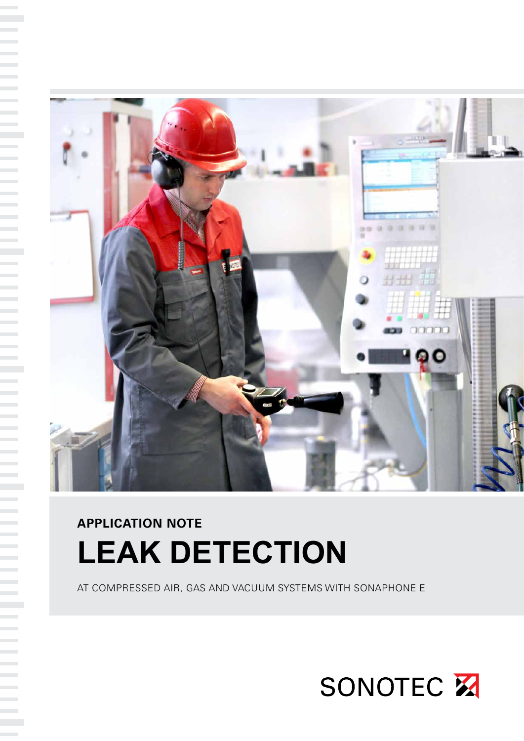**APPLICATION NOTE**

# LEAK DETECTION

AT COMPRESSED AIR, GAS AND VACUUM SYSTEMS WITH SONAPHONE E

SONOTEC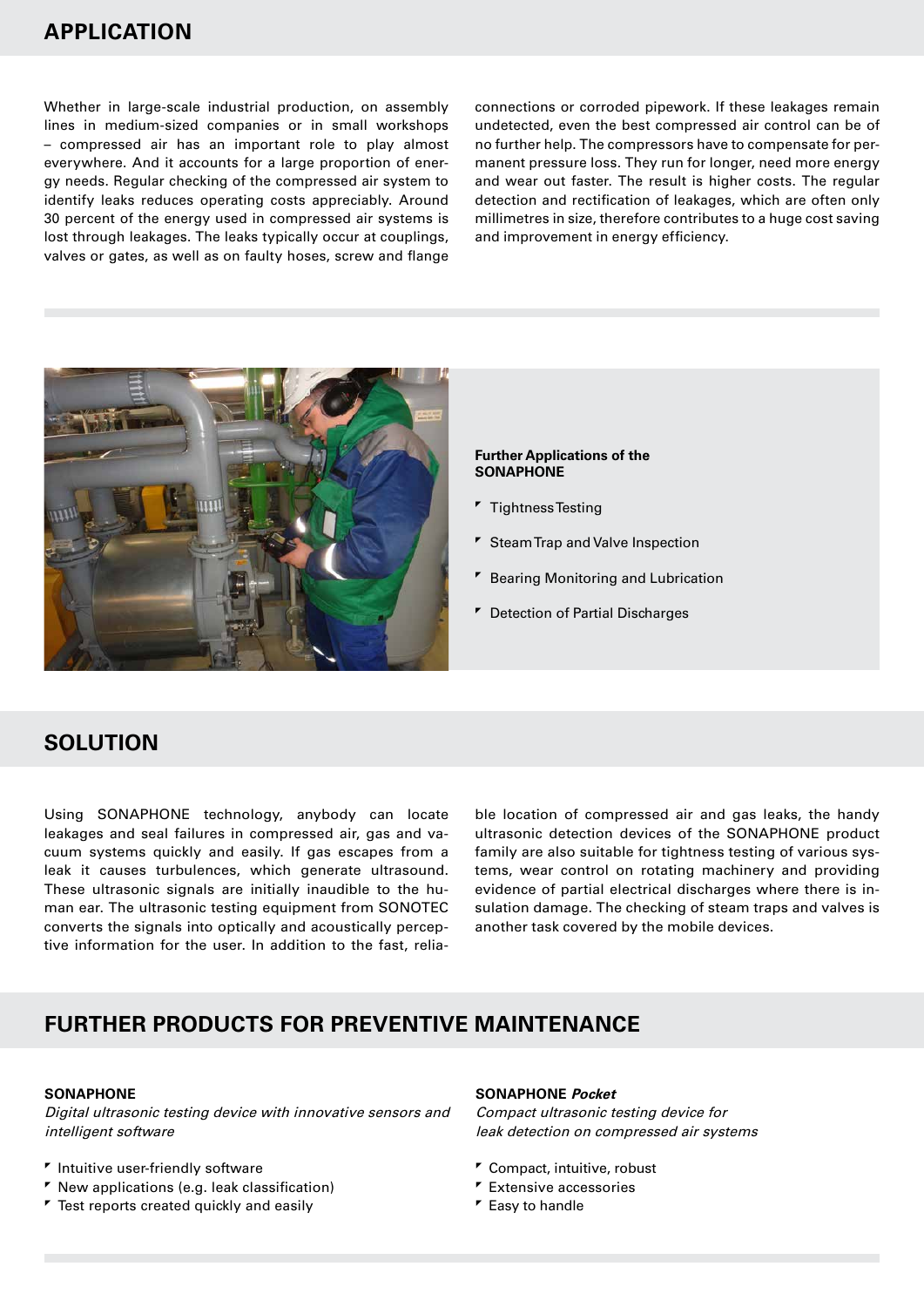## APPLICATION

Whether in large-scale industrial production, on assembly lines in medium-sized companies or in small workshops – compressed air has an important role to play almost everywhere. And it accounts for a large proportion of energy needs. Regular checking of the compressed air system to identify leaks reduces operating costs appreciably. Around 30 percent of the energy used in compressed air systems is lost through leakages. The leaks typically occur at couplings, valves or gates, as well as on faulty hoses, screw and flange connections or corroded pipework. If these leakages remain undetected, even the best compressed air control can be of no further help. The compressors have to compensate for permanent pressure loss. They run for longer, need more energy and wear out faster. The result is higher costs. The regular detection and rectification of leakages, which are often only millimetres in size, therefore contributes to a huge cost saving and improvement in energy efficiency.

**Further Applications of the SONAPHONE**

- Tightness Testing
- Steam Trap and Valve Inspection
- Bearing Monitoring and Lubrication
- Detection of Partial Discharges

## SOLUTION

Using SONAPHONE technology, anybody can locate leakages and seal failures in compressed air, gas and vacuum systems quickly and easily. If gas escapes from a leak it causes turbulences, which generate ultrasound. These ultrasonic signals are initially inaudible to the human ear. The ultrasonic testing equipment from SONOTEC converts the signals into optically and acoustically perceptive information for the user. In addition to the fast, reliable location of compressed air and gas leaks, the handy ultrasonic detection devices of the SONAPHONE product family are also suitable for tightness testing of various systems, wear control on rotating machinery and providing evidence of partial electrical discharges where there is insulation damage. The checking of steam traps and valves is another task covered by the mobile devices.

## FURTHER PRODUCTS FOR PREVENTIVE MAINTENANCE

**SONAPHONE**

*Digital ultrasonic testing device with innovative sensors and intelligent software*

- Intuitive user-friendly software
- New applications (e.g. leak classification)
- Test reports created quickly and easily

**SONAPHONE *Pocket***

*Compact ultrasonic testing device for leak detection on compressed air systems*

- Compact, intuitive, robust
- Extensive accessories
- Easy to handle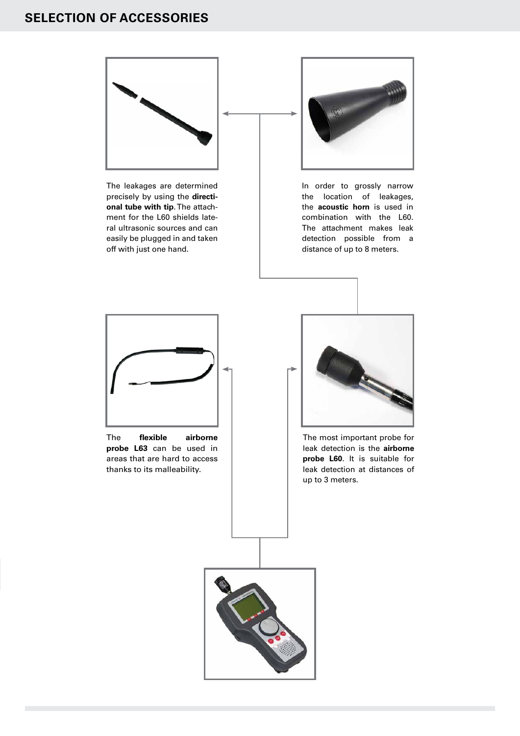## SELECTION OF ACCESSORIES

The leakages are determined precisely by using the **directional tube with tip**. The attachment for the L60 shields lateral ultrasonic sources and can easily be plugged in and taken off with just one hand.

In order to grossly narrow the location of leakages, the **acoustic horn** is used in combination with the L60. The attachment makes leak detection possible from a distance of up to 8 meters.

The **flexible airborne probe L63** can be used in areas that are hard to access thanks to its malleability.

The most important probe for leak detection is the **airborne probe L60**. It is suitable for leak detection at distances of up to 3 meters.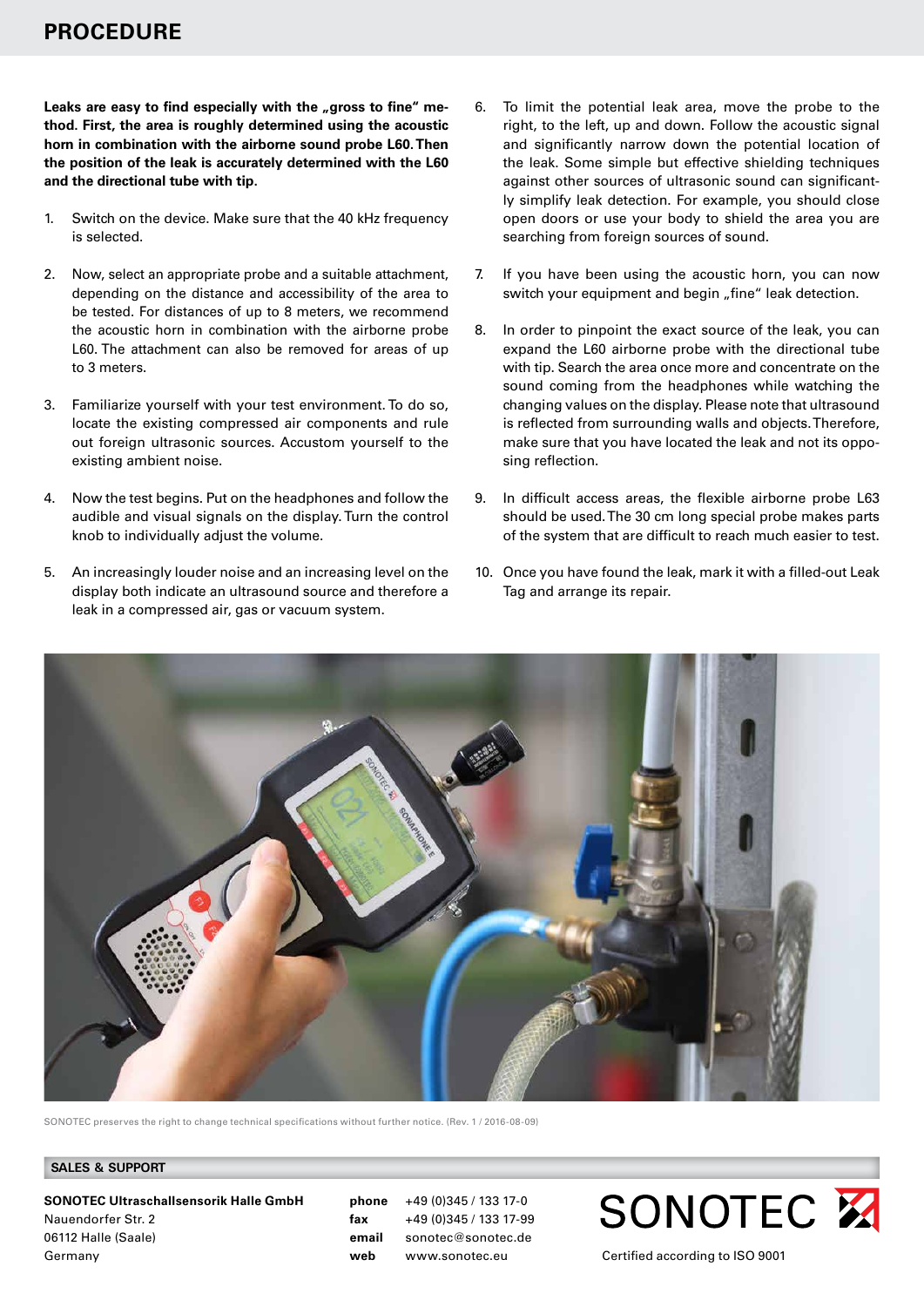# PROCEDURE

**Leaks are easy to find especially with the „gross to fine" method. First, the area is roughly determined using the acoustic horn in combination with the airborne sound probe L60. Then the position of the leak is accurately determined with the L60 and the directional tube with tip.**

1. Switch on the device. Make sure that the 40 kHz frequency is selected.

2. Now, select an appropriate probe and a suitable attachment, depending on the distance and accessibility of the area to be tested. For distances of up to 8 meters, we recommend the acoustic horn in combination with the airborne probe L60. The attachment can also be removed for areas of up to 3 meters.

3. Familiarize yourself with your test environment. To do so, locate the existing compressed air components and rule out foreign ultrasonic sources. Accustom yourself to the existing ambient noise.

4. Now the test begins. Put on the headphones and follow the audible and visual signals on the display. Turn the control knob to individually adjust the volume.

5. An increasingly louder noise and an increasing level on the display both indicate an ultrasound source and therefore a leak in a compressed air, gas or vacuum system.

6. To limit the potential leak area, move the probe to the right, to the left, up and down. Follow the acoustic signal and significantly narrow down the potential location of the leak. Some simple but effective shielding techniques against other sources of ultrasonic sound can significantly simplify leak detection. For example, you should close open doors or use your body to shield the area you are searching from foreign sources of sound.

7. If you have been using the acoustic horn, you can now switch your equipment and begin „fine" leak detection.

8. In order to pinpoint the exact source of the leak, you can expand the L60 airborne probe with the directional tube with tip. Search the area once more and concentrate on the sound coming from the headphones while watching the changing values on the display. Please note that ultrasound is reflected from surrounding walls and objects. Therefore, make sure that you have located the leak and not its opposing reflection.

9. In difficult access areas, the flexible airborne probe L63 should be used. The 30 cm long special probe makes parts of the system that are difficult to reach much easier to test.

10. Once you have found the leak, mark it with a filled-out Leak Tag and arrange its repair.

SONOTEC preserves the right to change technical specifications without further notice. (Rev. 1 / 2016-08-09)

## SALES & SUPPORT

**SONOTEC Ultraschallsensorik Halle GmbH**
Nauendorfer Str. 2
06112 Halle (Saale)
Germany

**phone** +49 (0)345 / 133 17-0
**fax** +49 (0)345 / 133 17-99
**email** sonotec@sonotec.de
**web** www.sonotec.eu

SONOTEC

Certified according to ISO 9001